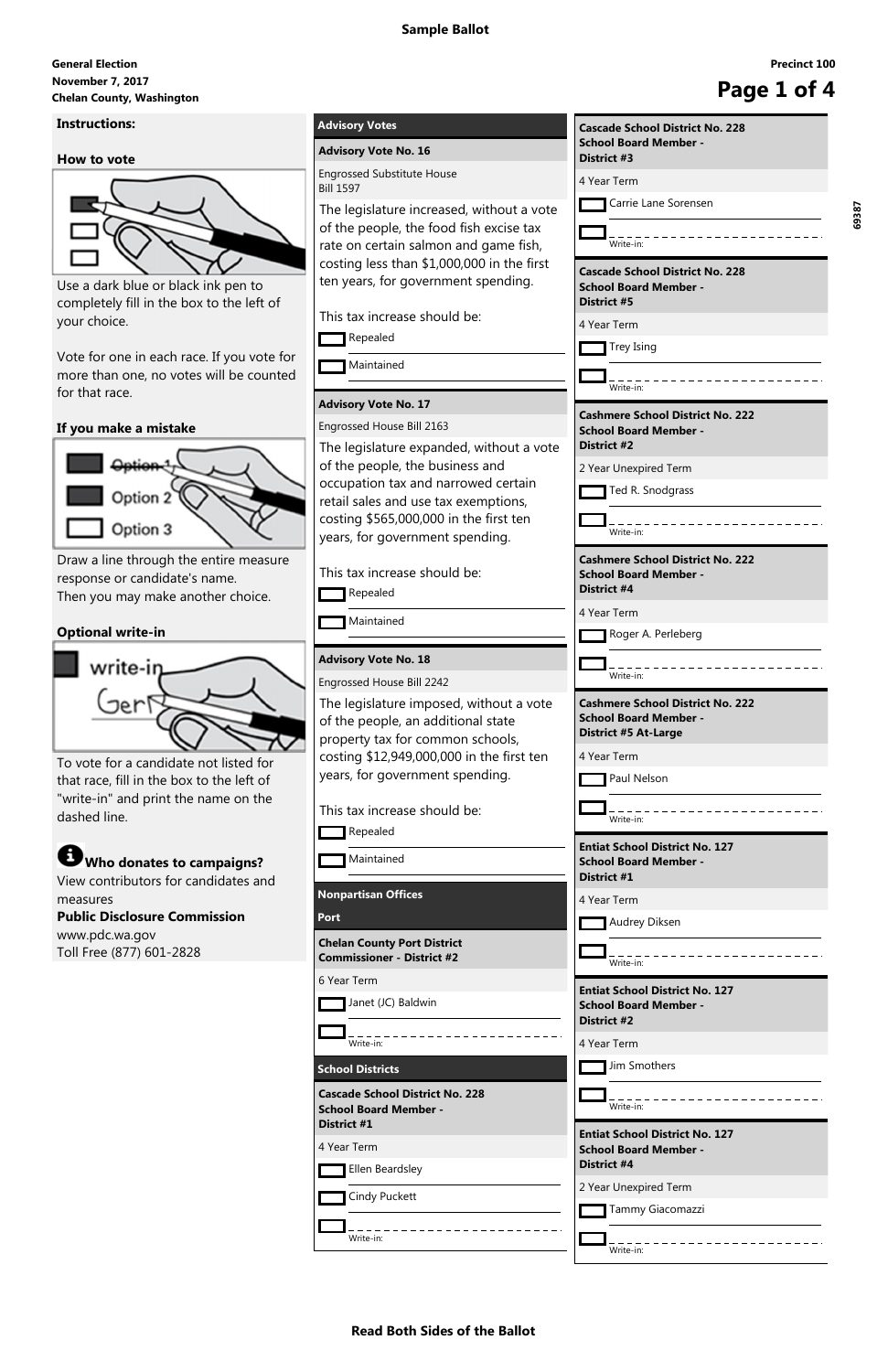**Sample Ballot**

**General Election**
**November 7, 2017**
**Chelan County, Washington**

**Precinct 100**

## Instructions:

### How to vote

Use a dark blue or black ink pen to completely fill in the box to the left of your choice.

Vote for one in each race. If you vote for more than one, no votes will be counted for that race.

### If you make a mistake

Draw a line through the entire measure response or candidate's name.
Then you may make another choice.

### Optional write-in

To vote for a candidate not listed for that race, fill in the box to the left of "write-in" and print the name on the dashed line.

### Who donates to campaigns?

View contributors for candidates and measures

**Public Disclosure Commission**
www.pdc.wa.gov
Toll Free (877) 601-2828

## Advisory Votes

### Advisory Vote No. 16

Engrossed Substitute House Bill 1597

The legislature increased, without a vote of the people, the food fish excise tax rate on certain salmon and game fish, costing less than $1,000,000 in the first ten years, for government spending.

This tax increase should be:

- ☐ Repealed
- ☐ Maintained

### Advisory Vote No. 17

Engrossed House Bill 2163

The legislature expanded, without a vote of the people, the business and occupation tax and narrowed certain retail sales and use tax exemptions, costing $565,000,000 in the first ten years, for government spending.

This tax increase should be:

- ☐ Repealed
- ☐ Maintained

### Advisory Vote No. 18

Engrossed House Bill 2242

The legislature imposed, without a vote of the people, an additional state property tax for common schools, costing $12,949,000,000 in the first ten years, for government spending.

This tax increase should be:

- ☐ Repealed
- ☐ Maintained

## Nonpartisan Offices

## Port

### Chelan County Port District Commissioner - District #2

6 Year Term

- ☐ Janet (JC) Baldwin
- ☐ Write-in: ____________

## School Districts

### Cascade School District No. 228 School Board Member - District #1

4 Year Term

- ☐ Ellen Beardsley
- ☐ Cindy Puckett
- ☐ Write-in: ____________

### Cascade School District No. 228 School Board Member - District #3

4 Year Term

- ☐ Carrie Lane Sorensen
- ☐ Write-in: ____________

### Cascade School District No. 228 School Board Member - District #5

4 Year Term

- ☐ Trey Ising
- ☐ Write-in: ____________

### Cashmere School District No. 222 School Board Member - District #2

2 Year Unexpired Term

- ☐ Ted R. Snodgrass
- ☐ Write-in: ____________

### Cashmere School District No. 222 School Board Member - District #4

4 Year Term

- ☐ Roger A. Perleberg
- ☐ Write-in: ____________

### Cashmere School District No. 222 School Board Member - District #5 At-Large

4 Year Term

- ☐ Paul Nelson
- ☐ Write-in: ____________

### Entiat School District No. 127 School Board Member - District #1

4 Year Term

- ☐ Audrey Diksen
- ☐ Write-in: ____________

### Entiat School District No. 127 School Board Member - District #2

4 Year Term

- ☐ Jim Smothers
- ☐ Write-in: ____________

### Entiat School District No. 127 School Board Member - District #4

2 Year Unexpired Term

- ☐ Tammy Giacomazzi
- ☐ Write-in: ____________

69387

**Read Both Sides of the Ballot**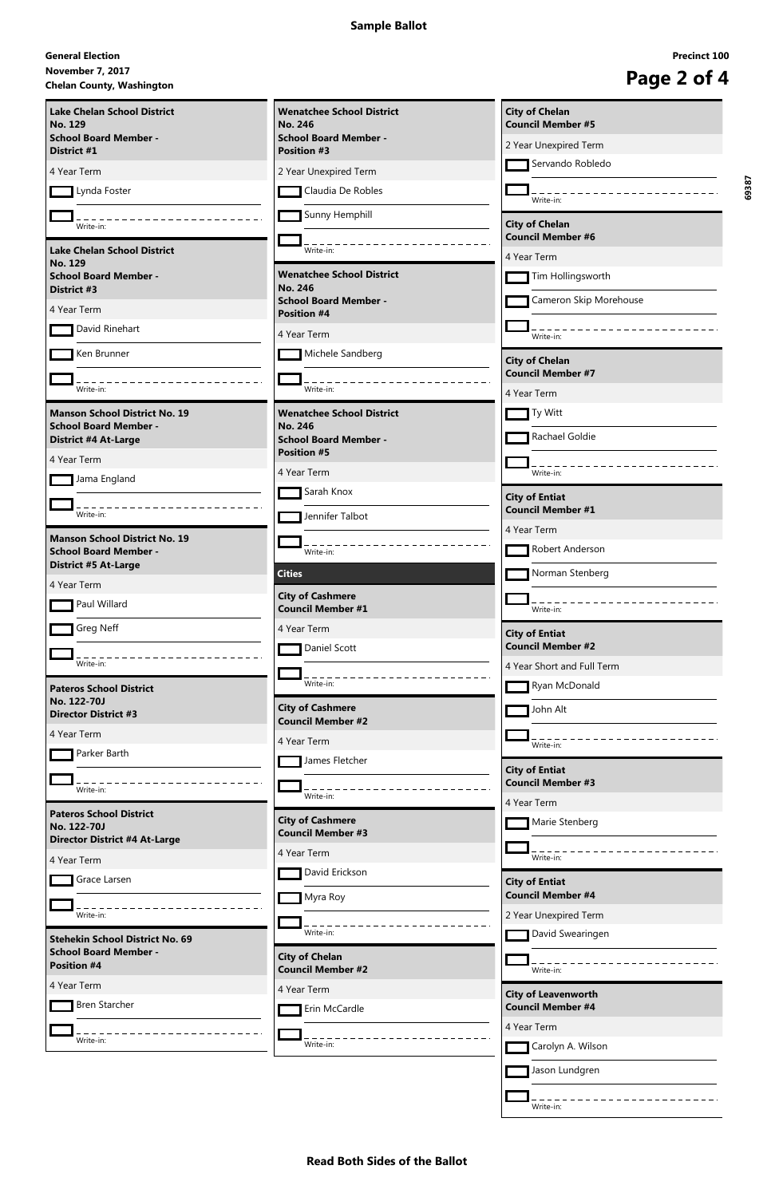# Sample Ballot

**General Election**
**November 7, 2017**
**Chelan County, Washington**

**Precinct 100**

69387

### Lake Chelan School District No. 129 School Board Member - District #1

4 Year Term

- ☐ Lynda Foster
- ☐ Write-in: ____________

### Lake Chelan School District No. 129 School Board Member - District #3

4 Year Term

- ☐ David Rinehart
- ☐ Ken Brunner
- ☐ Write-in: ____________

### Manson School District No. 19 School Board Member - District #4 At-Large

4 Year Term

- ☐ Jama England
- ☐ Write-in: ____________

### Manson School District No. 19 School Board Member - District #5 At-Large

4 Year Term

- ☐ Paul Willard
- ☐ Greg Neff
- ☐ Write-in: ____________

### Pateros School District No. 122-70J Director District #3

4 Year Term

- ☐ Parker Barth
- ☐ Write-in: ____________

### Pateros School District No. 122-70J Director District #4 At-Large

4 Year Term

- ☐ Grace Larsen
- ☐ Write-in: ____________

### Stehekin School District No. 69 School Board Member - Position #4

4 Year Term

- ☐ Bren Starcher
- ☐ Write-in: ____________

### Wenatchee School District No. 246 School Board Member - Position #3

2 Year Unexpired Term

- ☐ Claudia De Robles
- ☐ Sunny Hemphill
- ☐ Write-in: ____________

### Wenatchee School District No. 246 School Board Member - Position #4

4 Year Term

- ☐ Michele Sandberg
- ☐ Write-in: ____________

### Wenatchee School District No. 246 School Board Member - Position #5

4 Year Term

- ☐ Sarah Knox
- ☐ Jennifer Talbot
- ☐ Write-in: ____________

## Cities

### City of Cashmere Council Member #1

4 Year Term

- ☐ Daniel Scott
- ☐ Write-in: ____________

### City of Cashmere Council Member #2

4 Year Term

- ☐ James Fletcher
- ☐ Write-in: ____________

### City of Cashmere Council Member #3

4 Year Term

- ☐ David Erickson
- ☐ Myra Roy
- ☐ Write-in: ____________

### City of Chelan Council Member #2

4 Year Term

- ☐ Erin McCardle
- ☐ Write-in: ____________

### City of Chelan Council Member #5

2 Year Unexpired Term

- ☐ Servando Robledo
- ☐ Write-in: ____________

### City of Chelan Council Member #6

4 Year Term

- ☐ Tim Hollingsworth
- ☐ Cameron Skip Morehouse
- ☐ Write-in: ____________

### City of Chelan Council Member #7

4 Year Term

- ☐ Ty Witt
- ☐ Rachael Goldie
- ☐ Write-in: ____________

### City of Entiat Council Member #1

4 Year Term

- ☐ Robert Anderson
- ☐ Norman Stenberg
- ☐ Write-in: ____________

### City of Entiat Council Member #2

4 Year Short and Full Term

- ☐ Ryan McDonald
- ☐ John Alt
- ☐ Write-in: ____________

### City of Entiat Council Member #3

4 Year Term

- ☐ Marie Stenberg
- ☐ Write-in: ____________

### City of Entiat Council Member #4

2 Year Unexpired Term

- ☐ David Swearingen
- ☐ Write-in: ____________

### City of Leavenworth Council Member #4

4 Year Term

- ☐ Carolyn A. Wilson
- ☐ Jason Lundgren
- ☐ Write-in: ____________

**Read Both Sides of the Ballot**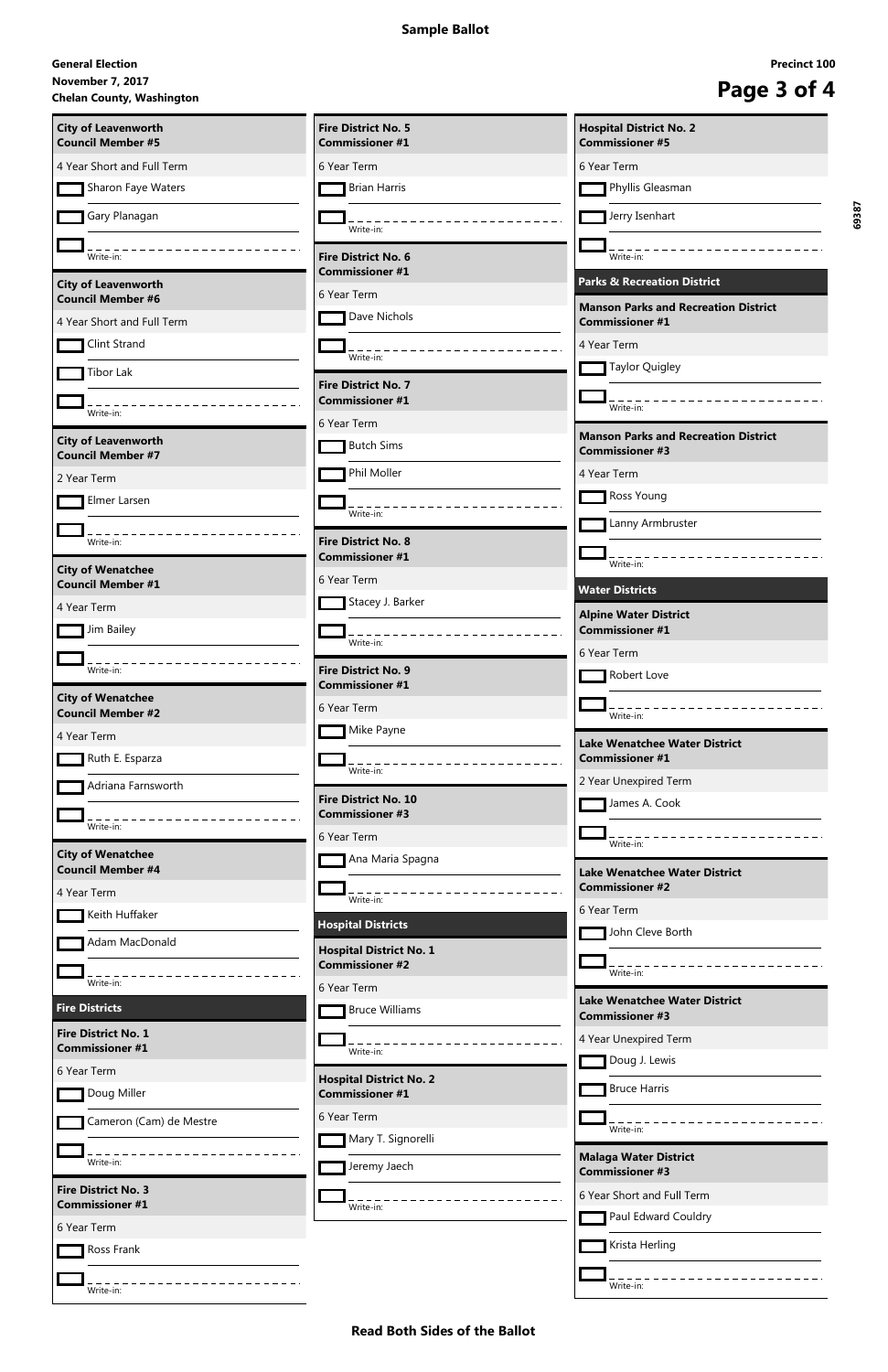**Sample Ballot**

**General Election**
**November 7, 2017**
**Chelan County, Washington**

**Precinct 100**

69387

### City of Leavenworth Council Member #5

4 Year Short and Full Term

- ☐ Sharon Faye Waters
- ☐ Gary Planagan
- ☐ Write-in: ____________________

### City of Leavenworth Council Member #6

4 Year Short and Full Term

- ☐ Clint Strand
- ☐ Tibor Lak
- ☐ Write-in: ____________________

### City of Leavenworth Council Member #7

2 Year Term

- ☐ Elmer Larsen
- ☐ Write-in: ____________________

### City of Wenatchee Council Member #1

4 Year Term

- ☐ Jim Bailey
- ☐ Write-in: ____________________

### City of Wenatchee Council Member #2

4 Year Term

- ☐ Ruth E. Esparza
- ☐ Adriana Farnsworth
- ☐ Write-in: ____________________

### City of Wenatchee Council Member #4

4 Year Term

- ☐ Keith Huffaker
- ☐ Adam MacDonald
- ☐ Write-in: ____________________

## Fire Districts

### Fire District No. 1 Commissioner #1

6 Year Term

- ☐ Doug Miller
- ☐ Cameron (Cam) de Mestre
- ☐ Write-in: ____________________

### Fire District No. 3 Commissioner #1

6 Year Term

- ☐ Ross Frank
- ☐ Write-in: ____________________

### Fire District No. 5 Commissioner #1

6 Year Term

- ☐ Brian Harris
- ☐ Write-in: ____________________

### Fire District No. 6 Commissioner #1

6 Year Term

- ☐ Dave Nichols
- ☐ Write-in: ____________________

### Fire District No. 7 Commissioner #1

6 Year Term

- ☐ Butch Sims
- ☐ Phil Moller
- ☐ Write-in: ____________________

### Fire District No. 8 Commissioner #1

6 Year Term

- ☐ Stacey J. Barker
- ☐ Write-in: ____________________

### Fire District No. 9 Commissioner #1

6 Year Term

- ☐ Mike Payne
- ☐ Write-in: ____________________

### Fire District No. 10 Commissioner #3

6 Year Term

- ☐ Ana Maria Spagna
- ☐ Write-in: ____________________

## Hospital Districts

### Hospital District No. 1 Commissioner #2

6 Year Term

- ☐ Bruce Williams
- ☐ Write-in: ____________________

### Hospital District No. 2 Commissioner #1

6 Year Term

- ☐ Mary T. Signorelli
- ☐ Jeremy Jaech
- ☐ Write-in: ____________________

### Hospital District No. 2 Commissioner #5

6 Year Term

- ☐ Phyllis Gleasman
- ☐ Jerry Isenhart
- ☐ Write-in: ____________________

## Parks & Recreation District

### Manson Parks and Recreation District Commissioner #1

4 Year Term

- ☐ Taylor Quigley
- ☐ Write-in: ____________________

### Manson Parks and Recreation District Commissioner #3

4 Year Term

- ☐ Ross Young
- ☐ Lanny Armbruster
- ☐ Write-in: ____________________

## Water Districts

### Alpine Water District Commissioner #1

6 Year Term

- ☐ Robert Love
- ☐ Write-in: ____________________

### Lake Wenatchee Water District Commissioner #1

2 Year Unexpired Term

- ☐ James A. Cook
- ☐ Write-in: ____________________

### Lake Wenatchee Water District Commissioner #2

6 Year Term

- ☐ John Cleve Borth
- ☐ Write-in: ____________________

### Lake Wenatchee Water District Commissioner #3

4 Year Unexpired Term

- ☐ Doug J. Lewis
- ☐ Bruce Harris
- ☐ Write-in: ____________________

### Malaga Water District Commissioner #3

6 Year Short and Full Term

- ☐ Paul Edward Couldry
- ☐ Krista Herling
- ☐ Write-in: ____________________

**Read Both Sides of the Ballot**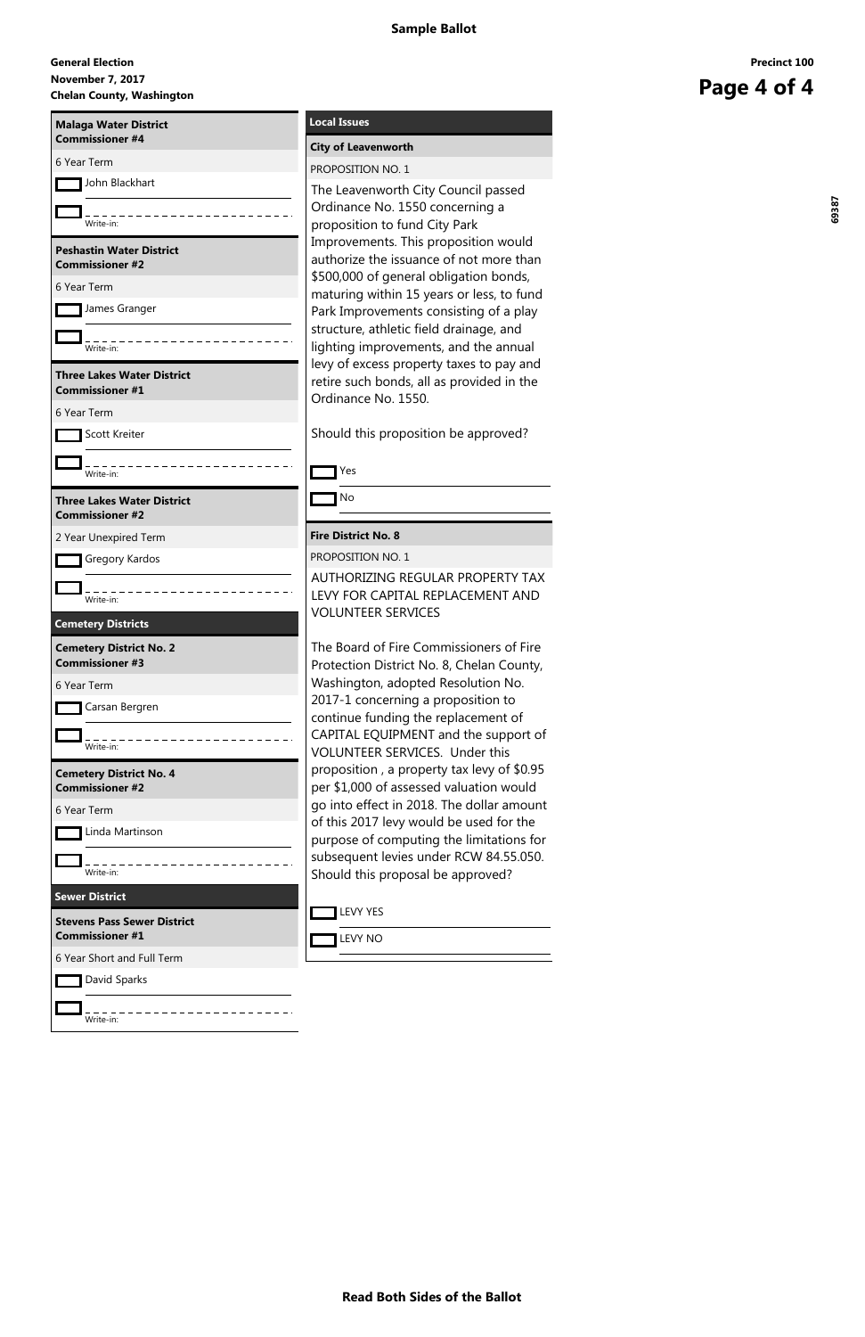**Sample Ballot**

**General Election**
**November 7, 2017**
**Chelan County, Washington**

**Precinct 100**

69387

### Malaga Water District Commissioner #4

6 Year Term

- [ ] John Blackhart
- [ ] Write-in:

### Peshastin Water District Commissioner #2

6 Year Term

- [ ] James Granger
- [ ] Write-in:

### Three Lakes Water District Commissioner #1

6 Year Term

- [ ] Scott Kreiter
- [ ] Write-in:

### Three Lakes Water District Commissioner #2

2 Year Unexpired Term

- [ ] Gregory Kardos
- [ ] Write-in:

## Cemetery Districts

### Cemetery District No. 2 Commissioner #3

6 Year Term

- [ ] Carsan Bergren
- [ ] Write-in:

### Cemetery District No. 4 Commissioner #2

6 Year Term

- [ ] Linda Martinson
- [ ] Write-in:

## Sewer District

### Stevens Pass Sewer District Commissioner #1

6 Year Short and Full Term

- [ ] David Sparks
- [ ] Write-in:

## Local Issues

### City of Leavenworth

PROPOSITION NO. 1

The Leavenworth City Council passed Ordinance No. 1550 concerning a proposition to fund City Park Improvements. This proposition would authorize the issuance of not more than $500,000 of general obligation bonds, maturing within 15 years or less, to fund Park Improvements consisting of a play structure, athletic field drainage, and lighting improvements, and the annual levy of excess property taxes to pay and retire such bonds, all as provided in the Ordinance No. 1550.

Should this proposition be approved?

- [ ] Yes
- [ ] No

### Fire District No. 8

PROPOSITION NO. 1

AUTHORIZING REGULAR PROPERTY TAX LEVY FOR CAPITAL REPLACEMENT AND VOLUNTEER SERVICES

The Board of Fire Commissioners of Fire Protection District No. 8, Chelan County, Washington, adopted Resolution No. 2017-1 concerning a proposition to continue funding the replacement of CAPITAL EQUIPMENT and the support of VOLUNTEER SERVICES. Under this proposition , a property tax levy of $0.95 per $1,000 of assessed valuation would go into effect in 2018. The dollar amount of this 2017 levy would be used for the purpose of computing the limitations for subsequent levies under RCW 84.55.050. Should this proposal be approved?

- [ ] LEVY YES
- [ ] LEVY NO

**Read Both Sides of the Ballot**